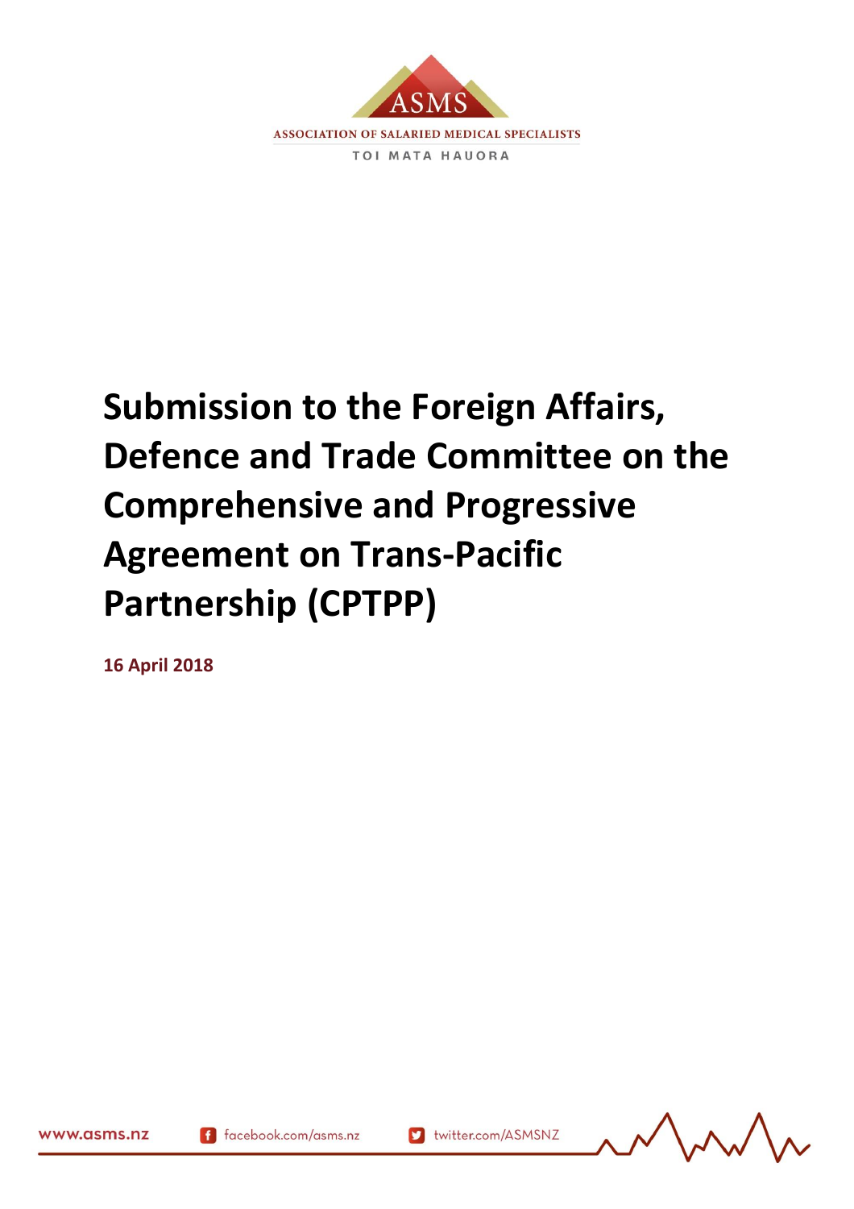ASMS

ASSOCIATION OF SALARIED MEDICAL SPECIALISTS

TOI MATA HAUORA

# Submission to the Foreign Affairs, Defence and Trade Committee on the Comprehensive and Progressive Agreement on Trans-Pacific Partnership (CPTPP)

**16 April 2018**

www.asms.nz facebook.com/asms.nz twitter.com/ASMSNZ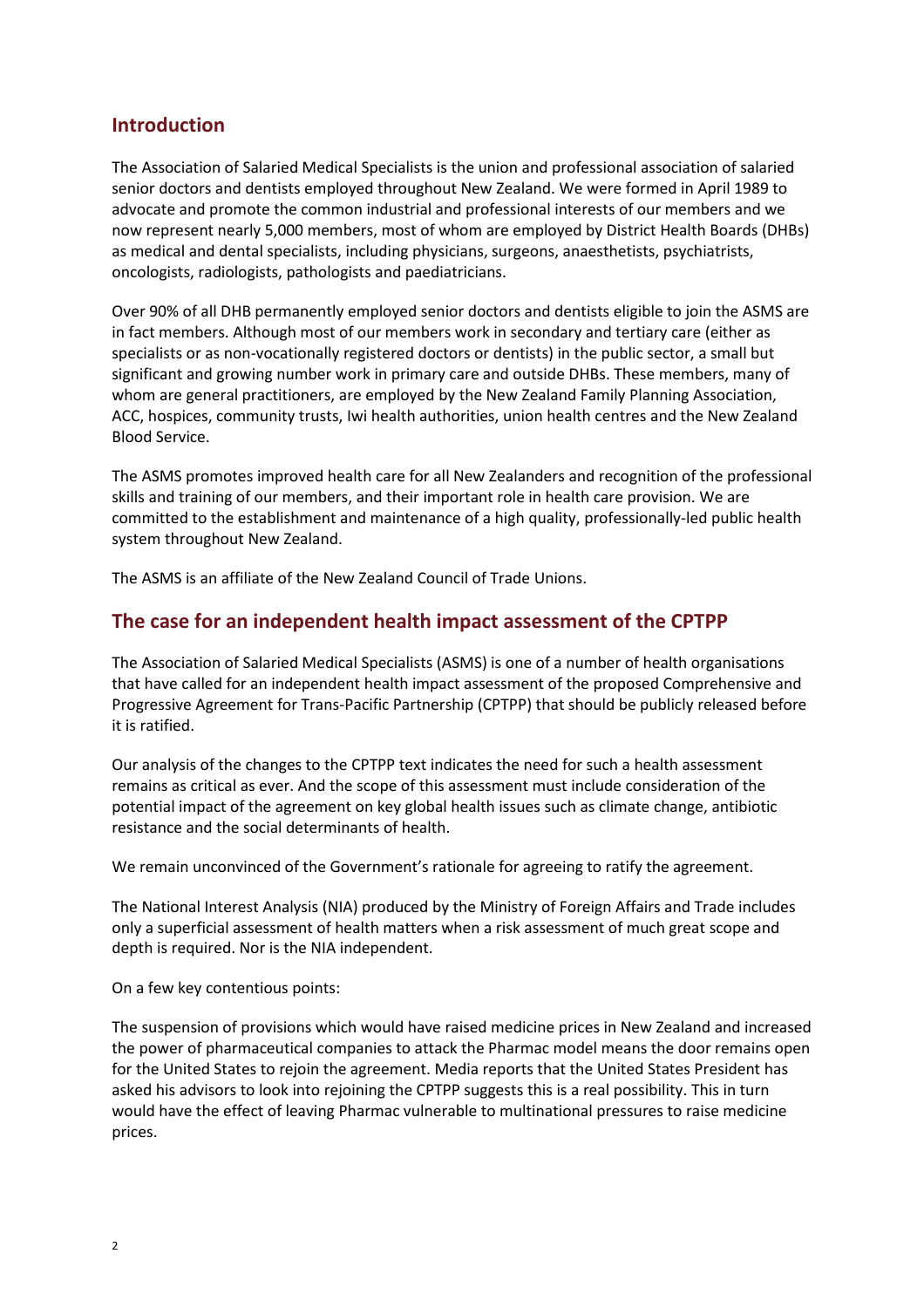## Introduction

The Association of Salaried Medical Specialists is the union and professional association of salaried senior doctors and dentists employed throughout New Zealand. We were formed in April 1989 to advocate and promote the common industrial and professional interests of our members and we now represent nearly 5,000 members, most of whom are employed by District Health Boards (DHBs) as medical and dental specialists, including physicians, surgeons, anaesthetists, psychiatrists, oncologists, radiologists, pathologists and paediatricians.

Over 90% of all DHB permanently employed senior doctors and dentists eligible to join the ASMS are in fact members. Although most of our members work in secondary and tertiary care (either as specialists or as non-vocationally registered doctors or dentists) in the public sector, a small but significant and growing number work in primary care and outside DHBs. These members, many of whom are general practitioners, are employed by the New Zealand Family Planning Association, ACC, hospices, community trusts, Iwi health authorities, union health centres and the New Zealand Blood Service.

The ASMS promotes improved health care for all New Zealanders and recognition of the professional skills and training of our members, and their important role in health care provision. We are committed to the establishment and maintenance of a high quality, professionally-led public health system throughout New Zealand.

The ASMS is an affiliate of the New Zealand Council of Trade Unions.

## The case for an independent health impact assessment of the CPTPP

The Association of Salaried Medical Specialists (ASMS) is one of a number of health organisations that have called for an independent health impact assessment of the proposed Comprehensive and Progressive Agreement for Trans-Pacific Partnership (CPTPP) that should be publicly released before it is ratified.

Our analysis of the changes to the CPTPP text indicates the need for such a health assessment remains as critical as ever. And the scope of this assessment must include consideration of the potential impact of the agreement on key global health issues such as climate change, antibiotic resistance and the social determinants of health.

We remain unconvinced of the Government's rationale for agreeing to ratify the agreement.

The National Interest Analysis (NIA) produced by the Ministry of Foreign Affairs and Trade includes only a superficial assessment of health matters when a risk assessment of much great scope and depth is required. Nor is the NIA independent.

On a few key contentious points:

The suspension of provisions which would have raised medicine prices in New Zealand and increased the power of pharmaceutical companies to attack the Pharmac model means the door remains open for the United States to rejoin the agreement. Media reports that the United States President has asked his advisors to look into rejoining the CPTPP suggests this is a real possibility. This in turn would have the effect of leaving Pharmac vulnerable to multinational pressures to raise medicine prices.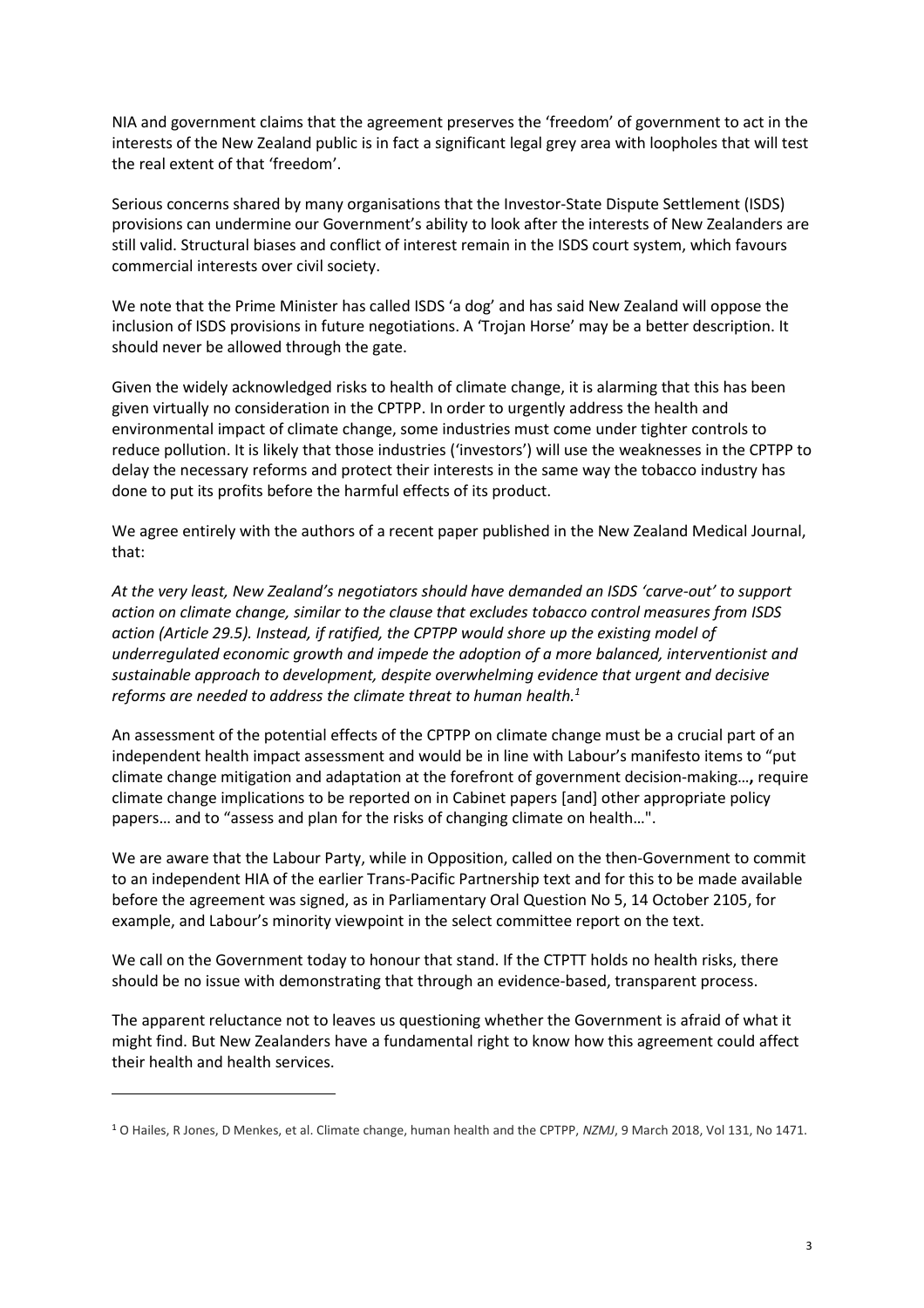NIA and government claims that the agreement preserves the 'freedom' of government to act in the interests of the New Zealand public is in fact a significant legal grey area with loopholes that will test the real extent of that 'freedom'.

Serious concerns shared by many organisations that the Investor-State Dispute Settlement (ISDS) provisions can undermine our Government's ability to look after the interests of New Zealanders are still valid. Structural biases and conflict of interest remain in the ISDS court system, which favours commercial interests over civil society.

We note that the Prime Minister has called ISDS 'a dog' and has said New Zealand will oppose the inclusion of ISDS provisions in future negotiations. A 'Trojan Horse' may be a better description. It should never be allowed through the gate.

Given the widely acknowledged risks to health of climate change, it is alarming that this has been given virtually no consideration in the CPTPP. In order to urgently address the health and environmental impact of climate change, some industries must come under tighter controls to reduce pollution. It is likely that those industries ('investors') will use the weaknesses in the CPTPP to delay the necessary reforms and protect their interests in the same way the tobacco industry has done to put its profits before the harmful effects of its product.

We agree entirely with the authors of a recent paper published in the New Zealand Medical Journal, that:

*At the very least, New Zealand's negotiators should have demanded an ISDS 'carve-out' to support action on climate change, similar to the clause that excludes tobacco control measures from ISDS action (Article 29.5). Instead, if ratified, the CPTPP would shore up the existing model of underregulated economic growth and impede the adoption of a more balanced, interventionist and sustainable approach to development, despite overwhelming evidence that urgent and decisive reforms are needed to address the climate threat to human health.*[1]

An assessment of the potential effects of the CPTPP on climate change must be a crucial part of an independent health impact assessment and would be in line with Labour's manifesto items to "put climate change mitigation and adaptation at the forefront of government decision-making…**,** require climate change implications to be reported on in Cabinet papers [and] other appropriate policy papers… and to "assess and plan for the risks of changing climate on health…".

We are aware that the Labour Party, while in Opposition, called on the then-Government to commit to an independent HIA of the earlier Trans-Pacific Partnership text and for this to be made available before the agreement was signed, as in Parliamentary Oral Question No 5, 14 October 2105, for example, and Labour's minority viewpoint in the select committee report on the text.

We call on the Government today to honour that stand. If the CTPTT holds no health risks, there should be no issue with demonstrating that through an evidence-based, transparent process.

The apparent reluctance not to leaves us questioning whether the Government is afraid of what it might find. But New Zealanders have a fundamental right to know how this agreement could affect their health and health services.

---

[1] O Hailes, R Jones, D Menkes, et al. Climate change, human health and the CPTPP, *NZMJ*, 9 March 2018, Vol 131, No 1471.